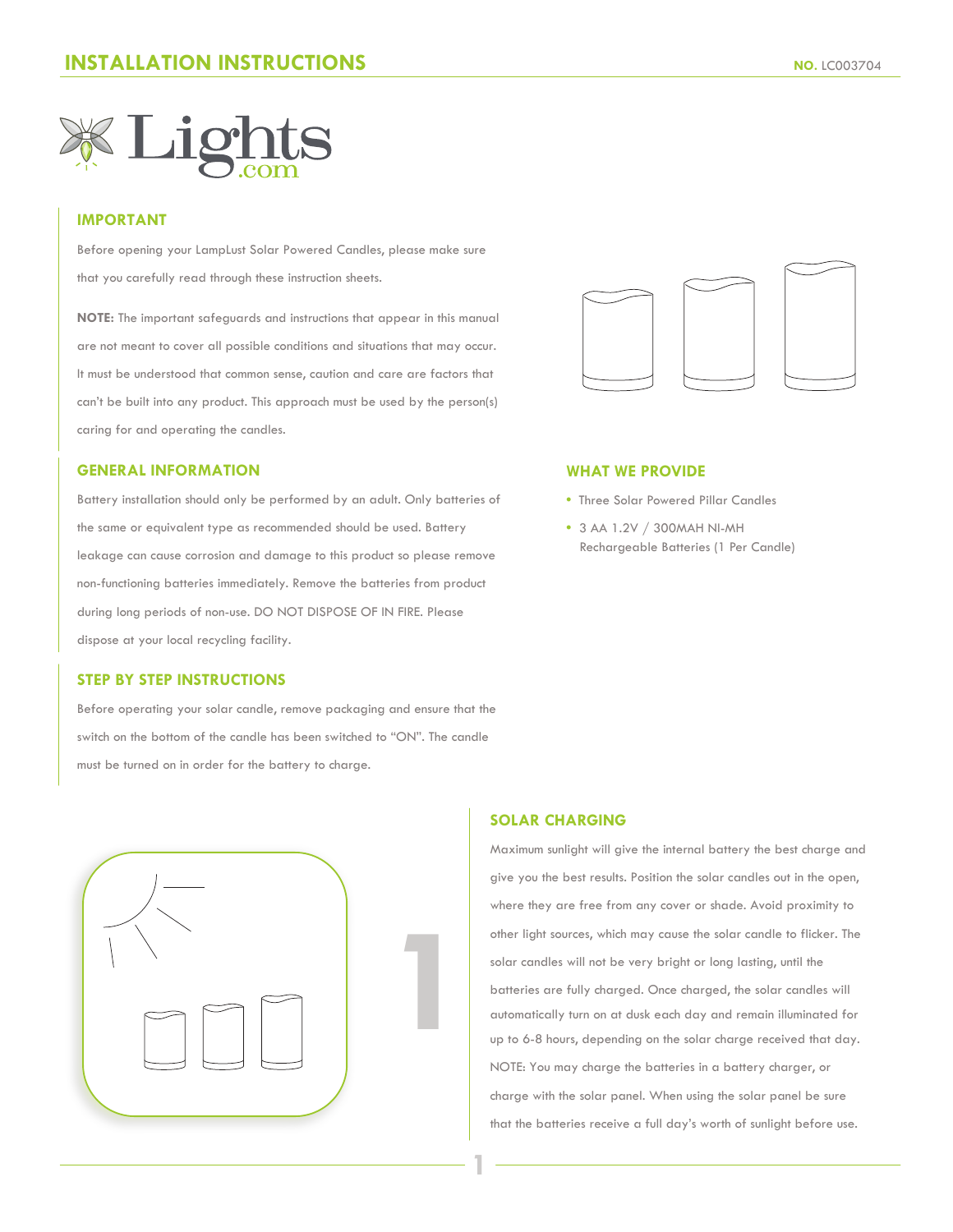# INSTALLATION INSTRUCTIONS

**NO.** LC003704

Lights.com

## IMPORTANT

Before opening your LampLust Solar Powered Candles, please make sure that you carefully read through these instruction sheets.

**NOTE:** The important safeguards and instructions that appear in this manual are not meant to cover all possible conditions and situations that may occur. It must be understood that common sense, caution and care are factors that can't be built into any product. This approach must be used by the person(s) caring for and operating the candles.

## GENERAL INFORMATION

Battery installation should only be performed by an adult. Only batteries of the same or equivalent type as recommended should be used. Battery leakage can cause corrosion and damage to this product so please remove non-functioning batteries immediately. Remove the batteries from product during long periods of non-use. DO NOT DISPOSE OF IN FIRE. Please dispose at your local recycling facility.

## STEP BY STEP INSTRUCTIONS

Before operating your solar candle, remove packaging and ensure that the switch on the bottom of the candle has been switched to "ON". The candle must be turned on in order for the battery to charge.

## WHAT WE PROVIDE

- Three Solar Powered Pillar Candles
- 3 AA 1.2V / 300MAH NI-MH Rechargeable Batteries (1 Per Candle)

1

## SOLAR CHARGING

Maximum sunlight will give the internal battery the best charge and give you the best results. Position the solar candles out in the open, where they are free from any cover or shade. Avoid proximity to other light sources, which may cause the solar candle to flicker. The solar candles will not be very bright or long lasting, until the batteries are fully charged. Once charged, the solar candles will automatically turn on at dusk each day and remain illuminated for up to 6-8 hours, depending on the solar charge received that day. NOTE: You may charge the batteries in a battery charger, or charge with the solar panel. When using the solar panel be sure that the batteries receive a full day's worth of sunlight before use.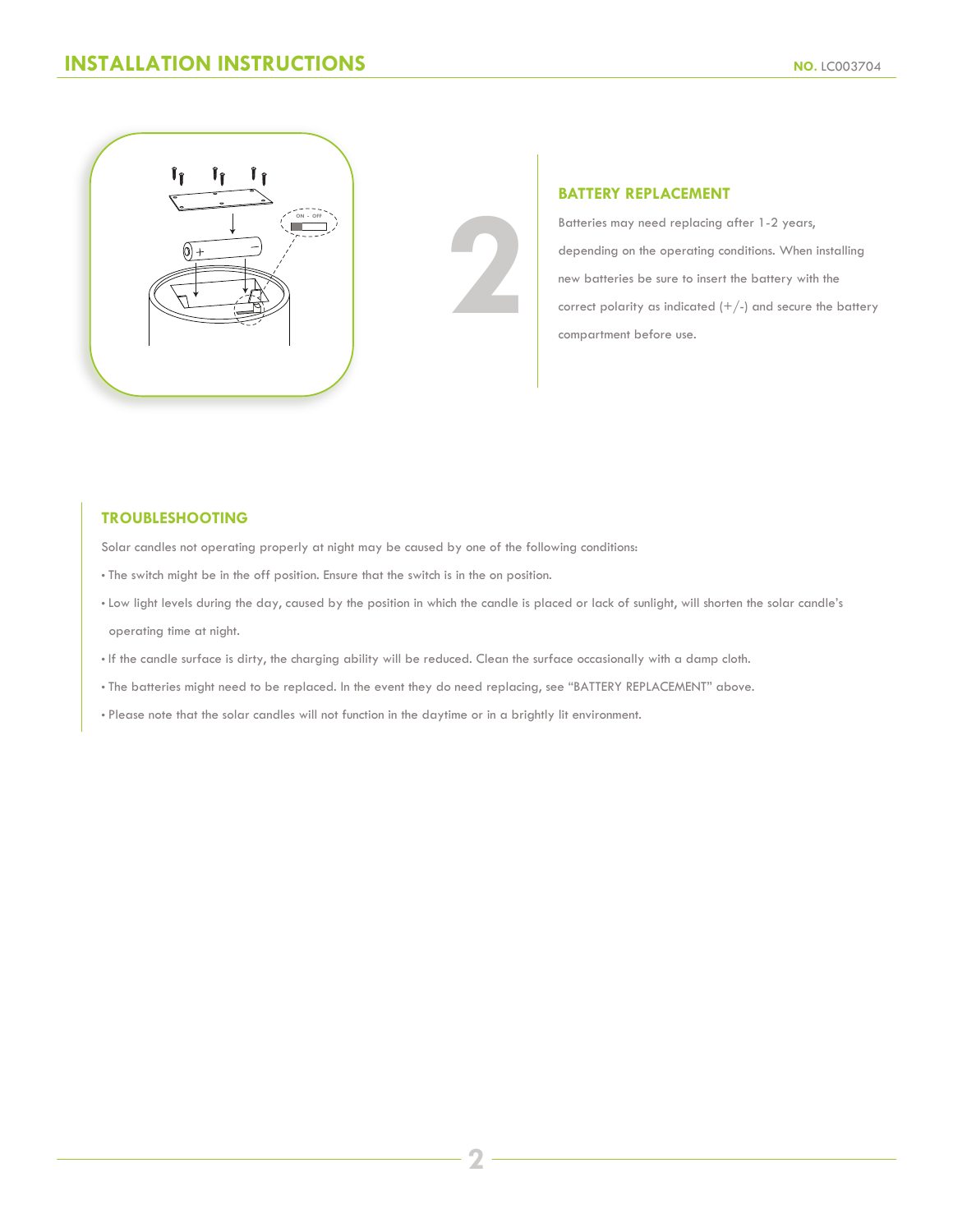## BATTERY REPLACEMENT

2

Batteries may need replacing after 1-2 years, depending on the operating conditions. When installing new batteries be sure to insert the battery with the correct polarity as indicated (+/-) and secure the battery compartment before use.

## TROUBLESHOOTING

Solar candles not operating properly at night may be caused by one of the following conditions:

- The switch might be in the off position. Ensure that the switch is in the on position.
- Low light levels during the day, caused by the position in which the candle is placed or lack of sunlight, will shorten the solar candle's operating time at night.
- If the candle surface is dirty, the charging ability will be reduced. Clean the surface occasionally with a damp cloth.
- The batteries might need to be replaced. In the event they do need replacing, see "BATTERY REPLACEMENT" above.
- Please note that the solar candles will not function in the daytime or in a brightly lit environment.